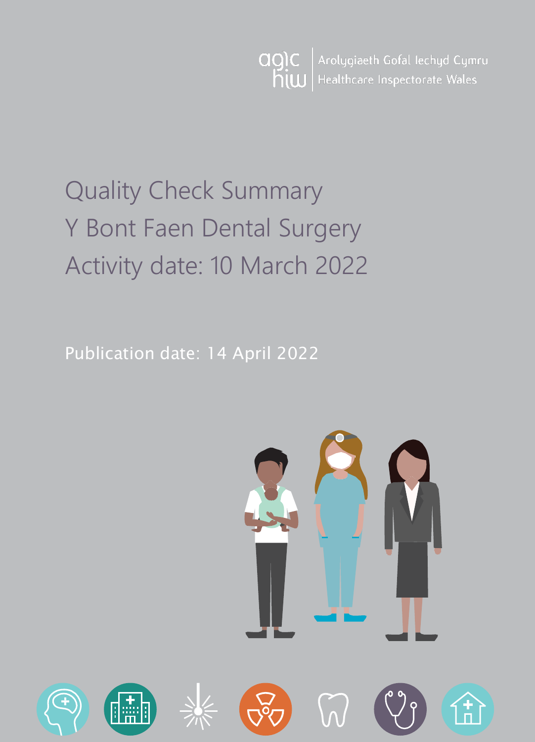Arolygiaeth Gofal Iechyd Cymru
Healthcare Inspectorate Wales

# Quality Check Summary
# Y Bont Faen Dental Surgery
# Activity date: 10 March 2022

Publication date: 14 April 2022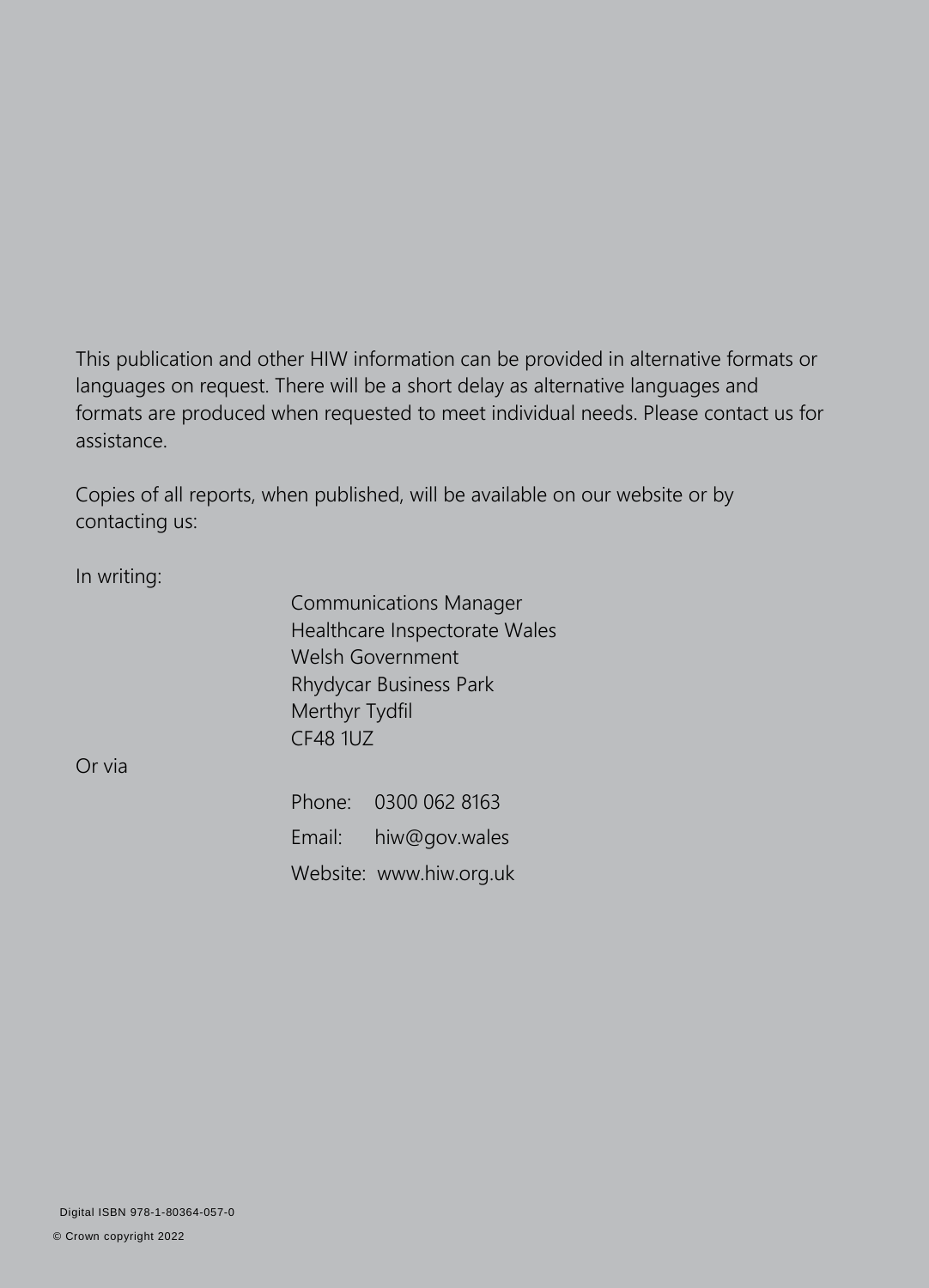This publication and other HIW information can be provided in alternative formats or languages on request. There will be a short delay as alternative languages and formats are produced when requested to meet individual needs. Please contact us for assistance.

Copies of all reports, when published, will be available on our website or by contacting us:

In writing:

Communications Manager
Healthcare Inspectorate Wales
Welsh Government
Rhydycar Business Park
Merthyr Tydfil
CF48 1UZ

Or via

Phone: 0300 062 8163
Email: hiw@gov.wales
Website: www.hiw.org.uk

Digital ISBN 978-1-80364-057-0

© Crown copyright 2022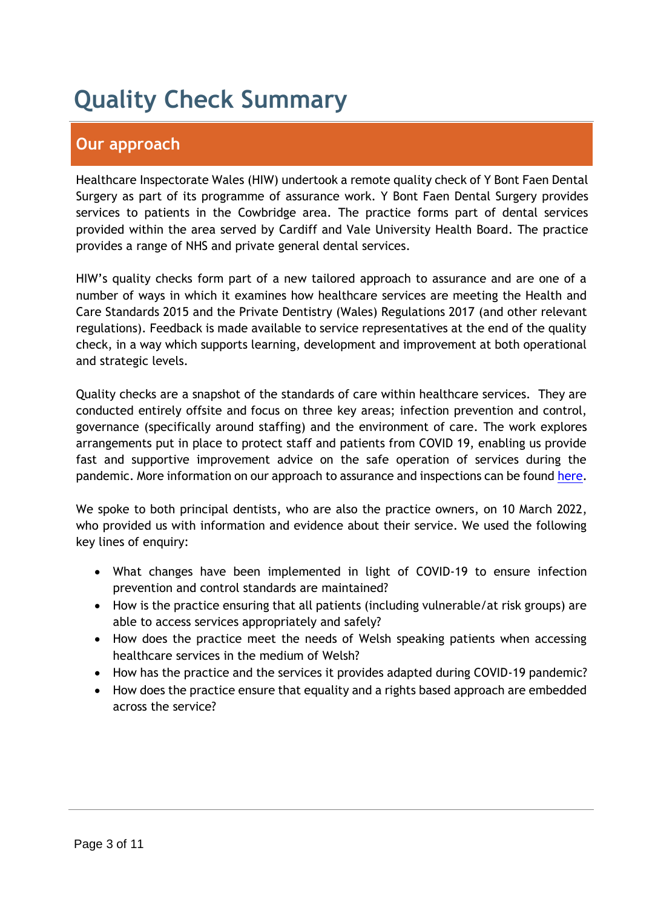# Quality Check Summary

## Our approach

Healthcare Inspectorate Wales (HIW) undertook a remote quality check of Y Bont Faen Dental Surgery as part of its programme of assurance work. Y Bont Faen Dental Surgery provides services to patients in the Cowbridge area. The practice forms part of dental services provided within the area served by Cardiff and Vale University Health Board. The practice provides a range of NHS and private general dental services.

HIW's quality checks form part of a new tailored approach to assurance and are one of a number of ways in which it examines how healthcare services are meeting the Health and Care Standards 2015 and the Private Dentistry (Wales) Regulations 2017 (and other relevant regulations). Feedback is made available to service representatives at the end of the quality check, in a way which supports learning, development and improvement at both operational and strategic levels.

Quality checks are a snapshot of the standards of care within healthcare services. They are conducted entirely offsite and focus on three key areas; infection prevention and control, governance (specifically around staffing) and the environment of care. The work explores arrangements put in place to protect staff and patients from COVID 19, enabling us provide fast and supportive improvement advice on the safe operation of services during the pandemic. More information on our approach to assurance and inspections can be found here.

We spoke to both principal dentists, who are also the practice owners, on 10 March 2022, who provided us with information and evidence about their service. We used the following key lines of enquiry:

- What changes have been implemented in light of COVID-19 to ensure infection prevention and control standards are maintained?
- How is the practice ensuring that all patients (including vulnerable/at risk groups) are able to access services appropriately and safely?
- How does the practice meet the needs of Welsh speaking patients when accessing healthcare services in the medium of Welsh?
- How has the practice and the services it provides adapted during COVID-19 pandemic?
- How does the practice ensure that equality and a rights based approach are embedded across the service?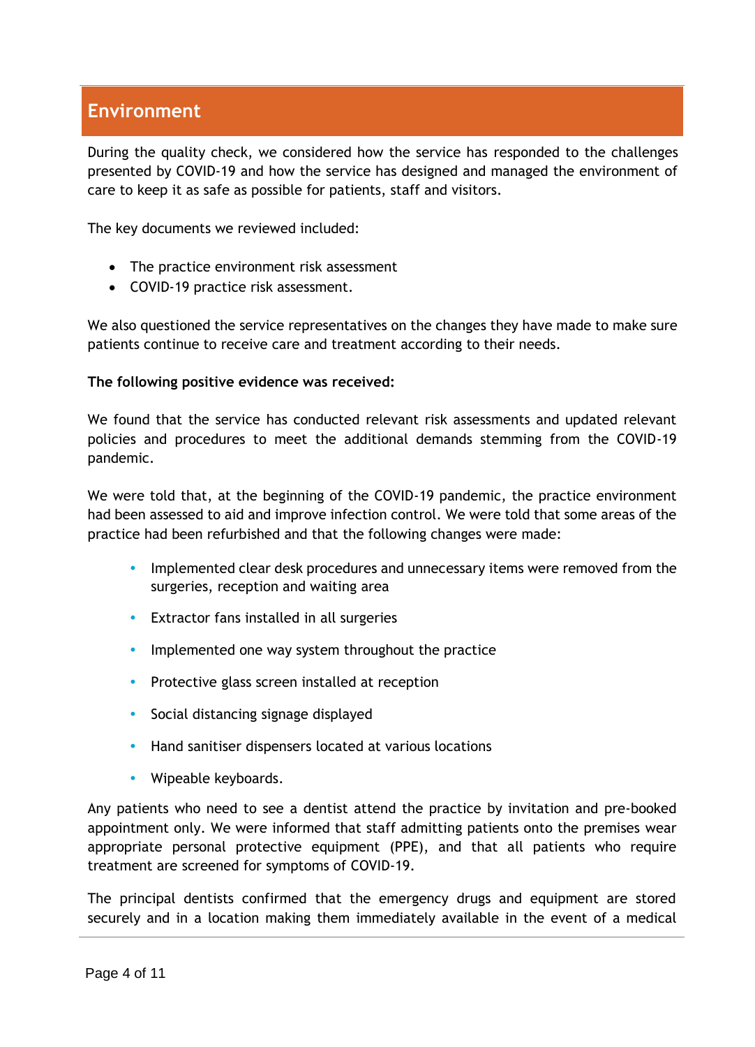## Environment

During the quality check, we considered how the service has responded to the challenges presented by COVID-19 and how the service has designed and managed the environment of care to keep it as safe as possible for patients, staff and visitors.

The key documents we reviewed included:

- The practice environment risk assessment
- COVID-19 practice risk assessment.

We also questioned the service representatives on the changes they have made to make sure patients continue to receive care and treatment according to their needs.

**The following positive evidence was received:**

We found that the service has conducted relevant risk assessments and updated relevant policies and procedures to meet the additional demands stemming from the COVID-19 pandemic.

We were told that, at the beginning of the COVID-19 pandemic, the practice environment had been assessed to aid and improve infection control. We were told that some areas of the practice had been refurbished and that the following changes were made:

- Implemented clear desk procedures and unnecessary items were removed from the surgeries, reception and waiting area
- Extractor fans installed in all surgeries
- Implemented one way system throughout the practice
- Protective glass screen installed at reception
- Social distancing signage displayed
- Hand sanitiser dispensers located at various locations
- Wipeable keyboards.

Any patients who need to see a dentist attend the practice by invitation and pre-booked appointment only. We were informed that staff admitting patients onto the premises wear appropriate personal protective equipment (PPE), and that all patients who require treatment are screened for symptoms of COVID-19.

The principal dentists confirmed that the emergency drugs and equipment are stored securely and in a location making them immediately available in the event of a medical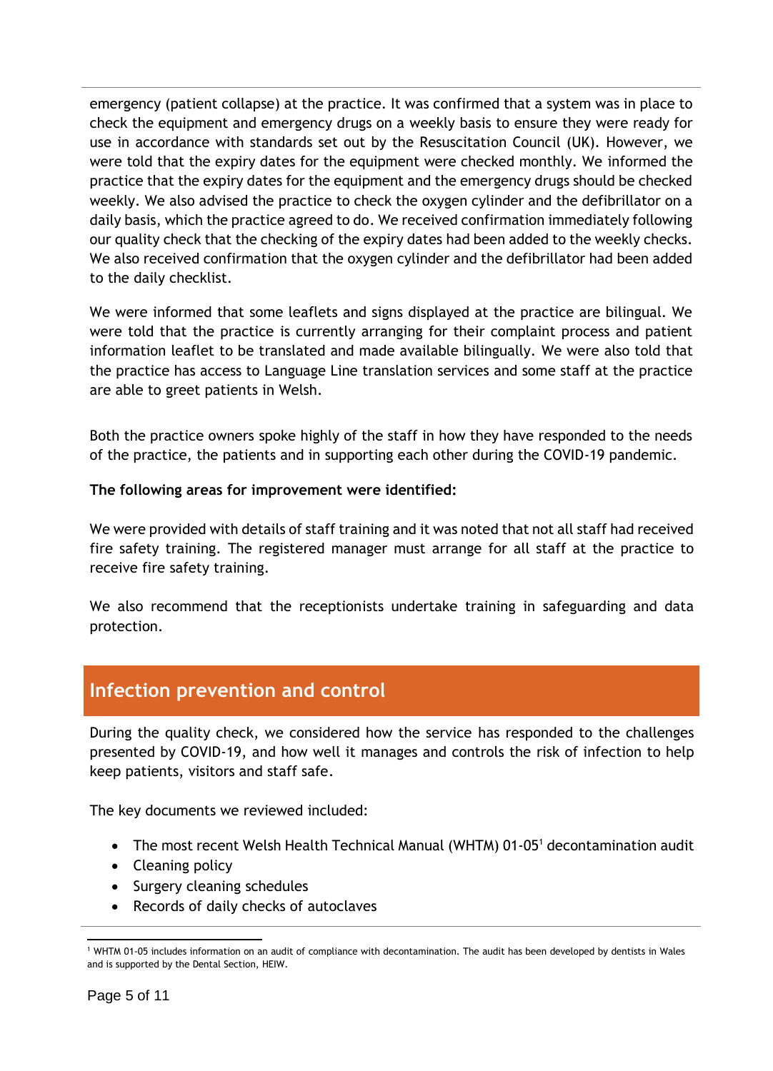emergency (patient collapse) at the practice. It was confirmed that a system was in place to check the equipment and emergency drugs on a weekly basis to ensure they were ready for use in accordance with standards set out by the Resuscitation Council (UK). However, we were told that the expiry dates for the equipment were checked monthly. We informed the practice that the expiry dates for the equipment and the emergency drugs should be checked weekly. We also advised the practice to check the oxygen cylinder and the defibrillator on a daily basis, which the practice agreed to do. We received confirmation immediately following our quality check that the checking of the expiry dates had been added to the weekly checks. We also received confirmation that the oxygen cylinder and the defibrillator had been added to the daily checklist.

We were informed that some leaflets and signs displayed at the practice are bilingual. We were told that the practice is currently arranging for their complaint process and patient information leaflet to be translated and made available bilingually. We were also told that the practice has access to Language Line translation services and some staff at the practice are able to greet patients in Welsh.

Both the practice owners spoke highly of the staff in how they have responded to the needs of the practice, the patients and in supporting each other during the COVID-19 pandemic.

**The following areas for improvement were identified:**

We were provided with details of staff training and it was noted that not all staff had received fire safety training. The registered manager must arrange for all staff at the practice to receive fire safety training.

We also recommend that the receptionists undertake training in safeguarding and data protection.

## Infection prevention and control

During the quality check, we considered how the service has responded to the challenges presented by COVID-19, and how well it manages and controls the risk of infection to help keep patients, visitors and staff safe.

The key documents we reviewed included:

- The most recent Welsh Health Technical Manual (WHTM) 01-05[1] decontamination audit
- Cleaning policy
- Surgery cleaning schedules
- Records of daily checks of autoclaves

[1] WHTM 01-05 includes information on an audit of compliance with decontamination. The audit has been developed by dentists in Wales and is supported by the Dental Section, HEIW.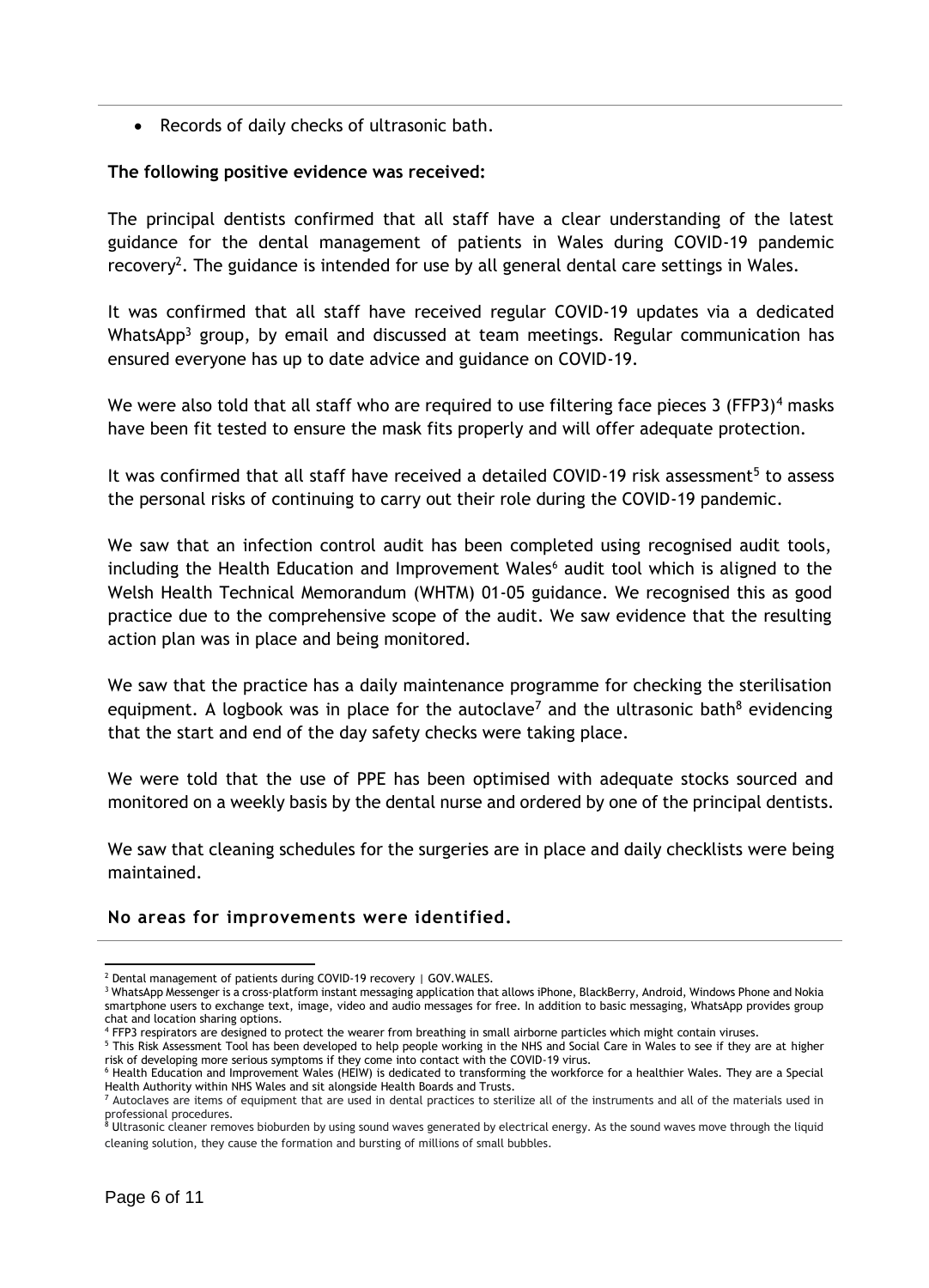- Records of daily checks of ultrasonic bath.

**The following positive evidence was received:**

The principal dentists confirmed that all staff have a clear understanding of the latest guidance for the dental management of patients in Wales during COVID-19 pandemic recovery[2]. The guidance is intended for use by all general dental care settings in Wales.

It was confirmed that all staff have received regular COVID-19 updates via a dedicated WhatsApp[3] group, by email and discussed at team meetings. Regular communication has ensured everyone has up to date advice and guidance on COVID-19.

We were also told that all staff who are required to use filtering face pieces 3 (FFP3)[4] masks have been fit tested to ensure the mask fits properly and will offer adequate protection.

It was confirmed that all staff have received a detailed COVID-19 risk assessment[5] to assess the personal risks of continuing to carry out their role during the COVID-19 pandemic.

We saw that an infection control audit has been completed using recognised audit tools, including the Health Education and Improvement Wales[6] audit tool which is aligned to the Welsh Health Technical Memorandum (WHTM) 01-05 guidance. We recognised this as good practice due to the comprehensive scope of the audit. We saw evidence that the resulting action plan was in place and being monitored.

We saw that the practice has a daily maintenance programme for checking the sterilisation equipment. A logbook was in place for the autoclave[7] and the ultrasonic bath[8] evidencing that the start and end of the day safety checks were taking place.

We were told that the use of PPE has been optimised with adequate stocks sourced and monitored on a weekly basis by the dental nurse and ordered by one of the principal dentists.

We saw that cleaning schedules for the surgeries are in place and daily checklists were being maintained.

**No areas for improvements were identified.**

---

[2] Dental management of patients during COVID-19 recovery | GOV.WALES.

[3] WhatsApp Messenger is a cross-platform instant messaging application that allows iPhone, BlackBerry, Android, Windows Phone and Nokia smartphone users to exchange text, image, video and audio messages for free. In addition to basic messaging, WhatsApp provides group chat and location sharing options.

[4] FFP3 respirators are designed to protect the wearer from breathing in small airborne particles which might contain viruses.

[5] This Risk Assessment Tool has been developed to help people working in the NHS and Social Care in Wales to see if they are at higher risk of developing more serious symptoms if they come into contact with the COVID-19 virus.

[6] Health Education and Improvement Wales (HEIW) is dedicated to transforming the workforce for a healthier Wales. They are a Special Health Authority within NHS Wales and sit alongside Health Boards and Trusts.

[7] Autoclaves are items of equipment that are used in dental practices to sterilize all of the instruments and all of the materials used in professional procedures.

[8] Ultrasonic cleaner removes bioburden by using sound waves generated by electrical energy. As the sound waves move through the liquid cleaning solution, they cause the formation and bursting of millions of small bubbles.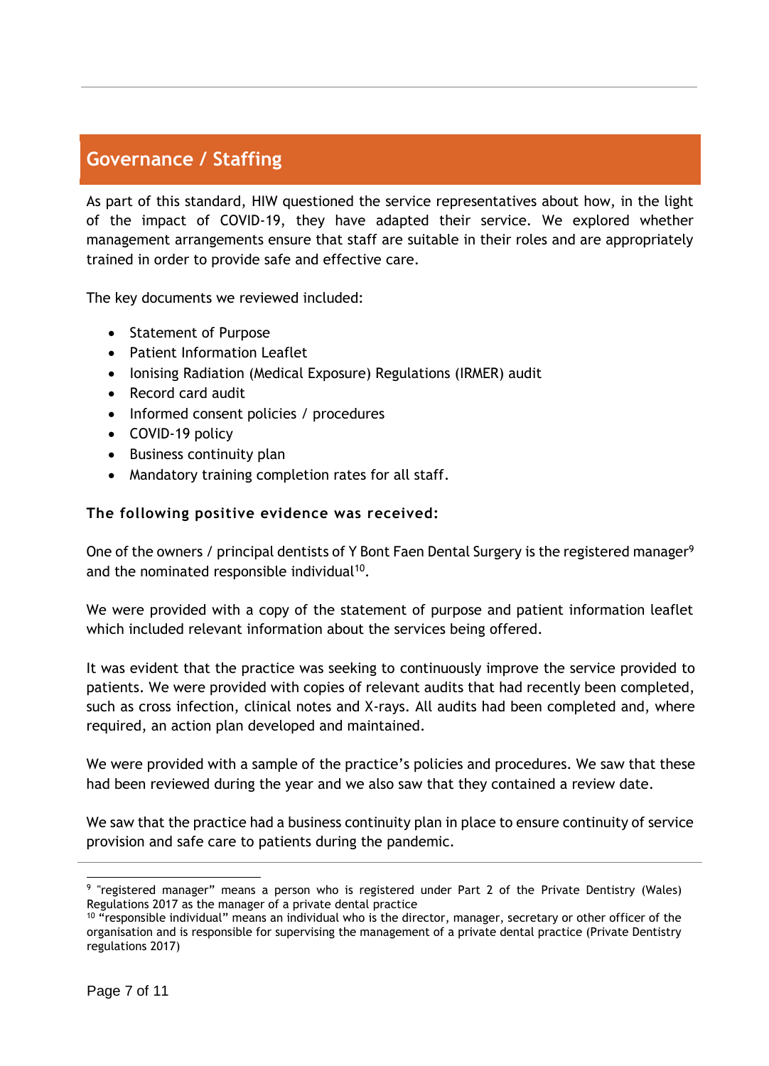## Governance / Staffing

As part of this standard, HIW questioned the service representatives about how, in the light of the impact of COVID-19, they have adapted their service. We explored whether management arrangements ensure that staff are suitable in their roles and are appropriately trained in order to provide safe and effective care.

The key documents we reviewed included:

- Statement of Purpose
- Patient Information Leaflet
- Ionising Radiation (Medical Exposure) Regulations (IRMER) audit
- Record card audit
- Informed consent policies / procedures
- COVID-19 policy
- Business continuity plan
- Mandatory training completion rates for all staff.

**The following positive evidence was received:**

One of the owners / principal dentists of Y Bont Faen Dental Surgery is the registered manager[9] and the nominated responsible individual[10].

We were provided with a copy of the statement of purpose and patient information leaflet which included relevant information about the services being offered.

It was evident that the practice was seeking to continuously improve the service provided to patients. We were provided with copies of relevant audits that had recently been completed, such as cross infection, clinical notes and X-rays. All audits had been completed and, where required, an action plan developed and maintained.

We were provided with a sample of the practice's policies and procedures. We saw that these had been reviewed during the year and we also saw that they contained a review date.

We saw that the practice had a business continuity plan in place to ensure continuity of service provision and safe care to patients during the pandemic.

---

[9] "registered manager" means a person who is registered under Part 2 of the Private Dentistry (Wales) Regulations 2017 as the manager of a private dental practice

[10] "responsible individual" means an individual who is the director, manager, secretary or other officer of the organisation and is responsible for supervising the management of a private dental practice (Private Dentistry regulations 2017)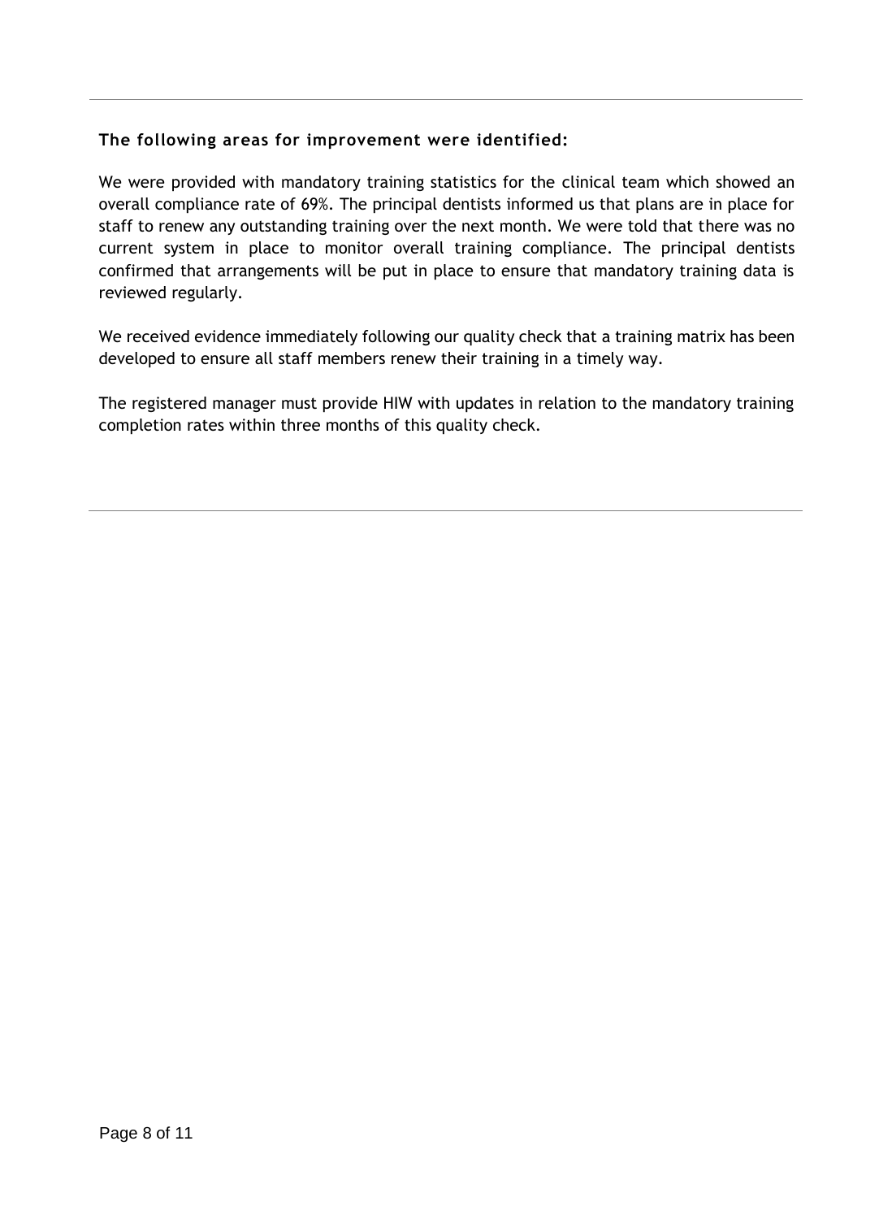**The following areas for improvement were identified:**

We were provided with mandatory training statistics for the clinical team which showed an overall compliance rate of 69%. The principal dentists informed us that plans are in place for staff to renew any outstanding training over the next month. We were told that there was no current system in place to monitor overall training compliance. The principal dentists confirmed that arrangements will be put in place to ensure that mandatory training data is reviewed regularly.

We received evidence immediately following our quality check that a training matrix has been developed to ensure all staff members renew their training in a timely way.

The registered manager must provide HIW with updates in relation to the mandatory training completion rates within three months of this quality check.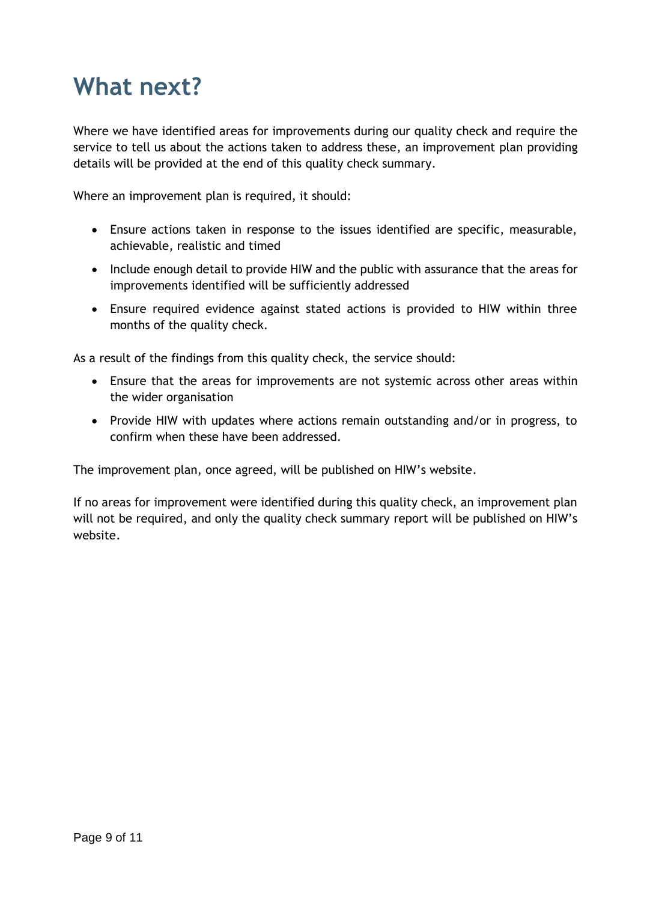# What next?

Where we have identified areas for improvements during our quality check and require the service to tell us about the actions taken to address these, an improvement plan providing details will be provided at the end of this quality check summary.

Where an improvement plan is required, it should:

- Ensure actions taken in response to the issues identified are specific, measurable, achievable, realistic and timed
- Include enough detail to provide HIW and the public with assurance that the areas for improvements identified will be sufficiently addressed
- Ensure required evidence against stated actions is provided to HIW within three months of the quality check.

As a result of the findings from this quality check, the service should:

- Ensure that the areas for improvements are not systemic across other areas within the wider organisation
- Provide HIW with updates where actions remain outstanding and/or in progress, to confirm when these have been addressed.

The improvement plan, once agreed, will be published on HIW's website.

If no areas for improvement were identified during this quality check, an improvement plan will not be required, and only the quality check summary report will be published on HIW's website.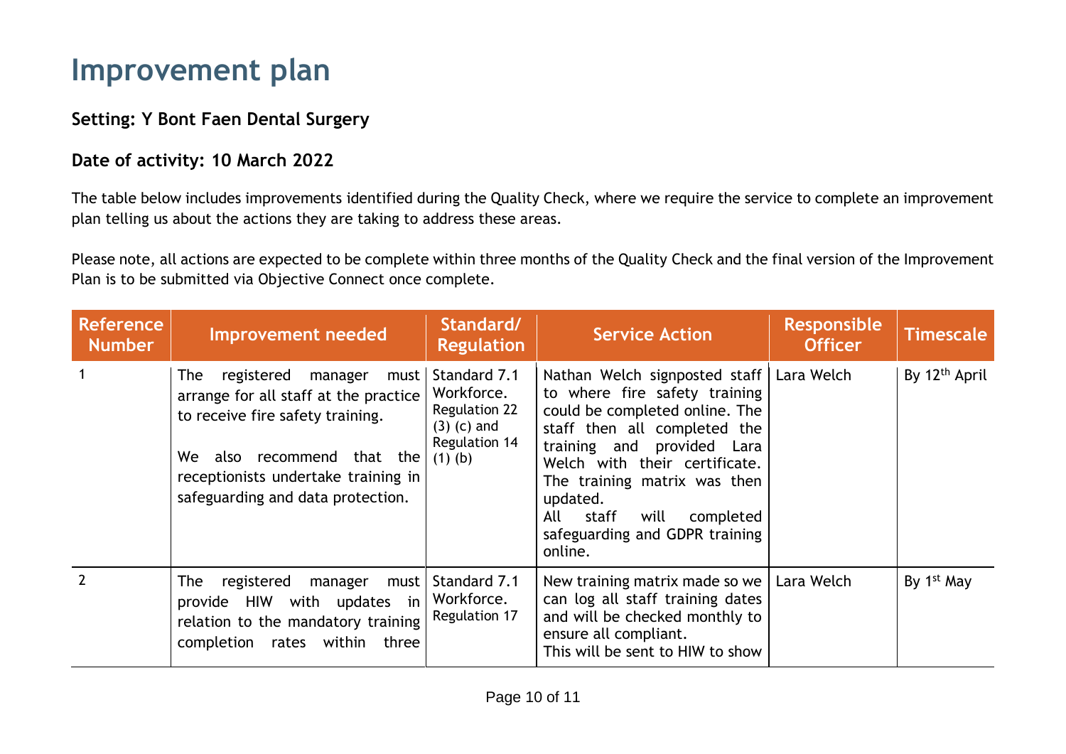# Improvement plan

### Setting: Y Bont Faen Dental Surgery

### Date of activity: 10 March 2022

The table below includes improvements identified during the Quality Check, where we require the service to complete an improvement plan telling us about the actions they are taking to address these areas.

Please note, all actions are expected to be complete within three months of the Quality Check and the final version of the Improvement Plan is to be submitted via Objective Connect once complete.

| Reference Number | Improvement needed | Standard/ Regulation | Service Action | Responsible Officer | Timescale |
|---|---|---|---|---|---|
| 1 | The registered manager must arrange for all staff at the practice to receive fire safety training.<br><br>We also recommend that the receptionists undertake training in safeguarding and data protection. | Standard 7.1 Workforce. Regulation 22 (3) (c) and Regulation 14 (1) (b) | Nathan Welch signposted staff to where fire safety training could be completed online. The staff then all completed the training and provided Lara Welch with their certificate. The training matrix was then updated.<br>All staff will completed safeguarding and GDPR training online. | Lara Welch | By 12th April |
| 2 | The registered manager must provide HIW with updates in relation to the mandatory training completion rates within three | Standard 7.1 Workforce. Regulation 17 | New training matrix made so we can log all staff training dates and will be checked monthly to ensure all compliant.<br>This will be sent to HIW to show | Lara Welch | By 1st May |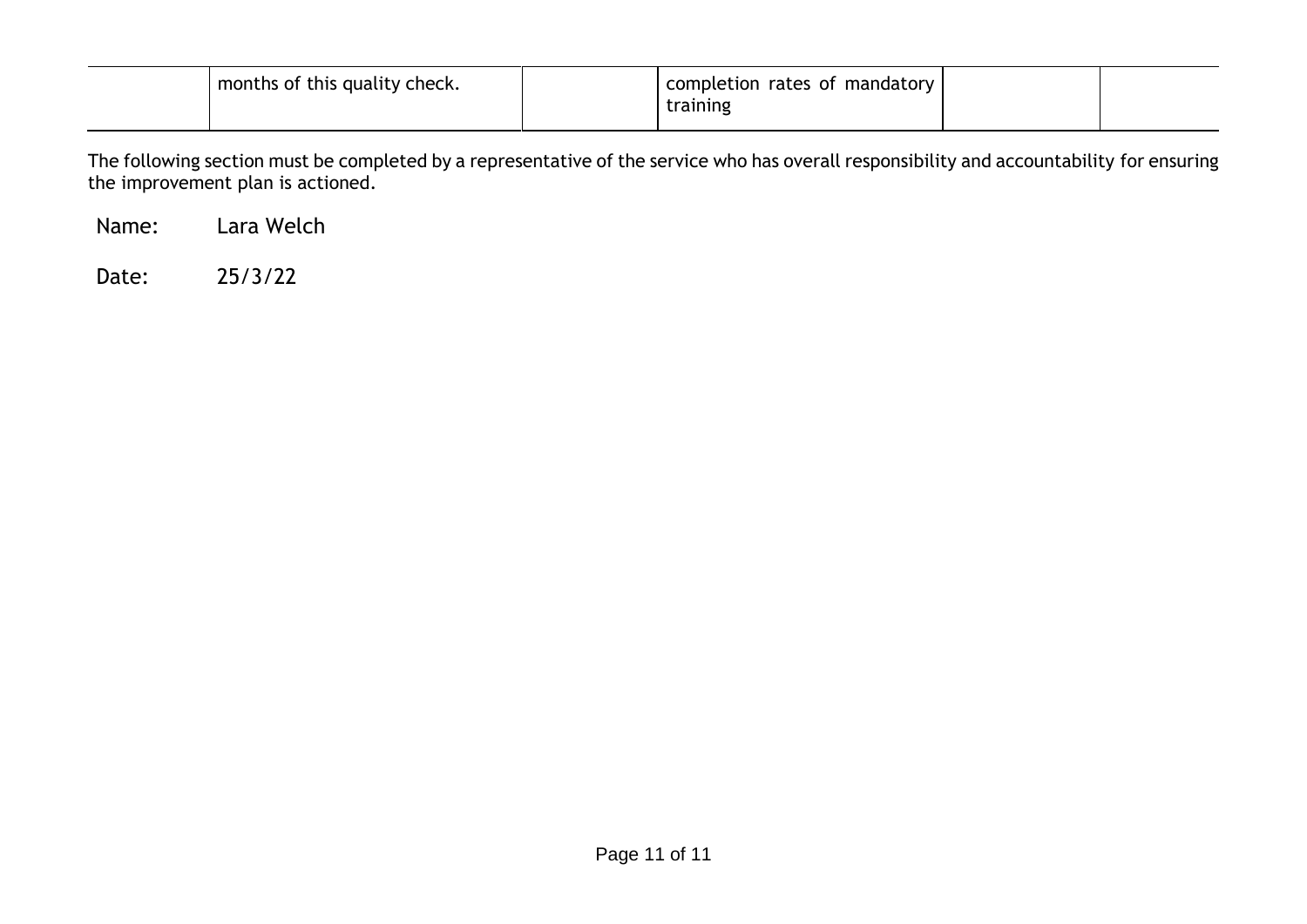| | | | | | |
|---|---|---|---|---|---|
| | months of this quality check. | | completion rates of mandatory training | | |

The following section must be completed by a representative of the service who has overall responsibility and accountability for ensuring the improvement plan is actioned.

Name: Lara Welch

Date: 25/3/22